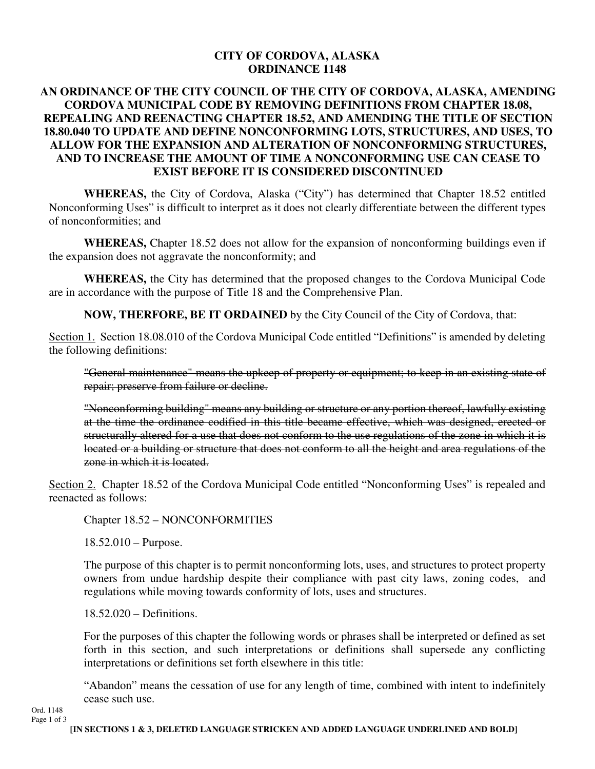# CITY OF CORDOVA, ALASKA
# ORDINANCE 1148

## AN ORDINANCE OF THE CITY COUNCIL OF THE CITY OF CORDOVA, ALASKA, AMENDING CORDOVA MUNICIPAL CODE BY REMOVING DEFINITIONS FROM CHAPTER 18.08, REPEALING AND REENACTING CHAPTER 18.52, AND AMENDING THE TITLE OF SECTION 18.80.040 TO UPDATE AND DEFINE NONCONFORMING LOTS, STRUCTURES, AND USES, TO ALLOW FOR THE EXPANSION AND ALTERATION OF NONCONFORMING STRUCTURES, AND TO INCREASE THE AMOUNT OF TIME A NONCONFORMING USE CAN CEASE TO EXIST BEFORE IT IS CONSIDERED DISCONTINUED

**WHEREAS,** the City of Cordova, Alaska ("City") has determined that Chapter 18.52 entitled Nonconforming Uses" is difficult to interpret as it does not clearly differentiate between the different types of nonconformities; and

**WHEREAS,** Chapter 18.52 does not allow for the expansion of nonconforming buildings even if the expansion does not aggravate the nonconformity; and

**WHEREAS,** the City has determined that the proposed changes to the Cordova Municipal Code are in accordance with the purpose of Title 18 and the Comprehensive Plan.

**NOW, THERFORE, BE IT ORDAINED** by the City Council of the City of Cordova, that:

<u>Section 1.</u> Section 18.08.010 of the Cordova Municipal Code entitled "Definitions" is amended by deleting the following definitions:

> ~~"General maintenance" means the upkeep of property or equipment; to keep in an existing state of repair; preserve from failure or decline.~~
>
> ~~"Nonconforming building" means any building or structure or any portion thereof, lawfully existing at the time the ordinance codified in this title became effective, which was designed, erected or structurally altered for a use that does not conform to the use regulations of the zone in which it is located or a building or structure that does not conform to all the height and area regulations of the zone in which it is located.~~

<u>Section 2.</u> Chapter 18.52 of the Cordova Municipal Code entitled "Nonconforming Uses" is repealed and reenacted as follows:

> Chapter 18.52 – NONCONFORMITIES
>
> 18.52.010 – Purpose.
>
> The purpose of this chapter is to permit nonconforming lots, uses, and structures to protect property owners from undue hardship despite their compliance with past city laws, zoning codes, and regulations while moving towards conformity of lots, uses and structures.
>
> 18.52.020 – Definitions.
>
> For the purposes of this chapter the following words or phrases shall be interpreted or defined as set forth in this section, and such interpretations or definitions shall supersede any conflicting interpretations or definitions set forth elsewhere in this title:
>
> "Abandon" means the cessation of use for any length of time, combined with intent to indefinitely cease such use.

**[IN SECTIONS 1 & 3, DELETED LANGUAGE STRICKEN AND ADDED LANGUAGE UNDERLINED AND BOLD]**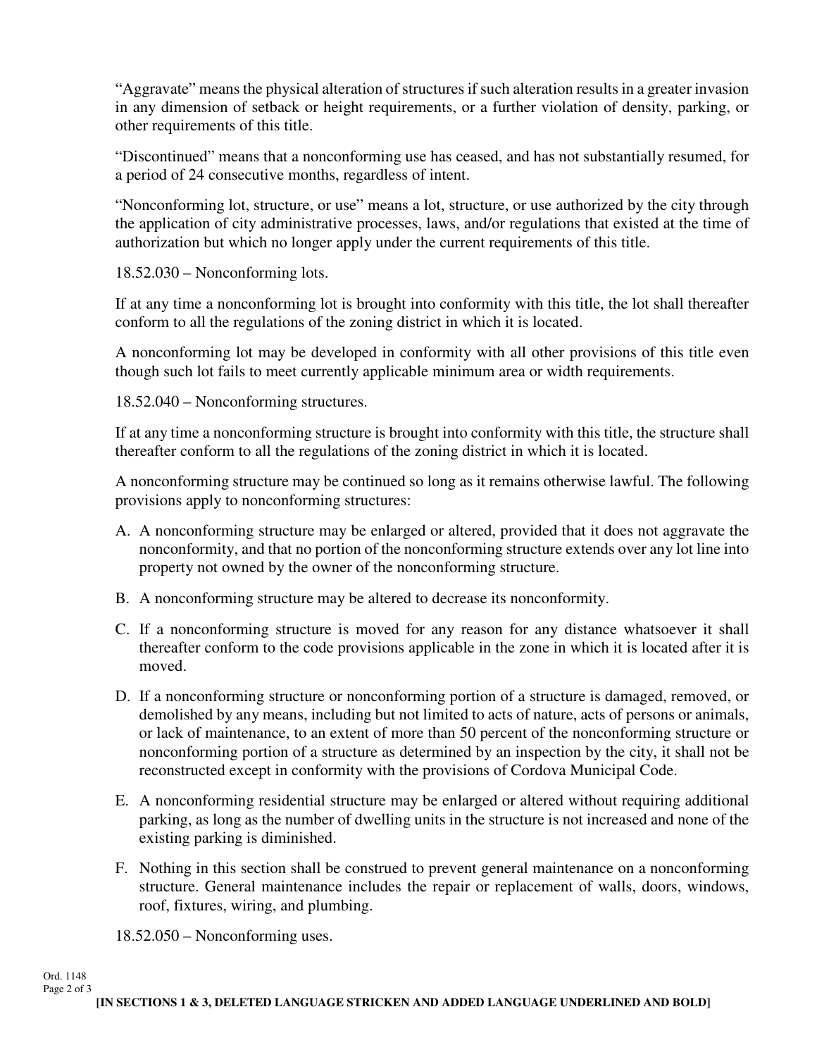"Aggravate" means the physical alteration of structures if such alteration results in a greater invasion in any dimension of setback or height requirements, or a further violation of density, parking, or other requirements of this title.

"Discontinued" means that a nonconforming use has ceased, and has not substantially resumed, for a period of 24 consecutive months, regardless of intent.

"Nonconforming lot, structure, or use" means a lot, structure, or use authorized by the city through the application of city administrative processes, laws, and/or regulations that existed at the time of authorization but which no longer apply under the current requirements of this title.

18.52.030 – Nonconforming lots.

If at any time a nonconforming lot is brought into conformity with this title, the lot shall thereafter conform to all the regulations of the zoning district in which it is located.

A nonconforming lot may be developed in conformity with all other provisions of this title even though such lot fails to meet currently applicable minimum area or width requirements.

18.52.040 – Nonconforming structures.

If at any time a nonconforming structure is brought into conformity with this title, the structure shall thereafter conform to all the regulations of the zoning district in which it is located.

A nonconforming structure may be continued so long as it remains otherwise lawful. The following provisions apply to nonconforming structures:

A. A nonconforming structure may be enlarged or altered, provided that it does not aggravate the nonconformity, and that no portion of the nonconforming structure extends over any lot line into property not owned by the owner of the nonconforming structure.

B. A nonconforming structure may be altered to decrease its nonconformity.

C. If a nonconforming structure is moved for any reason for any distance whatsoever it shall thereafter conform to the code provisions applicable in the zone in which it is located after it is moved.

D. If a nonconforming structure or nonconforming portion of a structure is damaged, removed, or demolished by any means, including but not limited to acts of nature, acts of persons or animals, or lack of maintenance, to an extent of more than 50 percent of the nonconforming structure or nonconforming portion of a structure as determined by an inspection by the city, it shall not be reconstructed except in conformity with the provisions of Cordova Municipal Code.

E. A nonconforming residential structure may be enlarged or altered without requiring additional parking, as long as the number of dwelling units in the structure is not increased and none of the existing parking is diminished.

F. Nothing in this section shall be construed to prevent general maintenance on a nonconforming structure. General maintenance includes the repair or replacement of walls, doors, windows, roof, fixtures, wiring, and plumbing.

18.52.050 – Nonconforming uses.

**[IN SECTIONS 1 & 3, DELETED LANGUAGE STRICKEN AND ADDED LANGUAGE UNDERLINED AND BOLD]**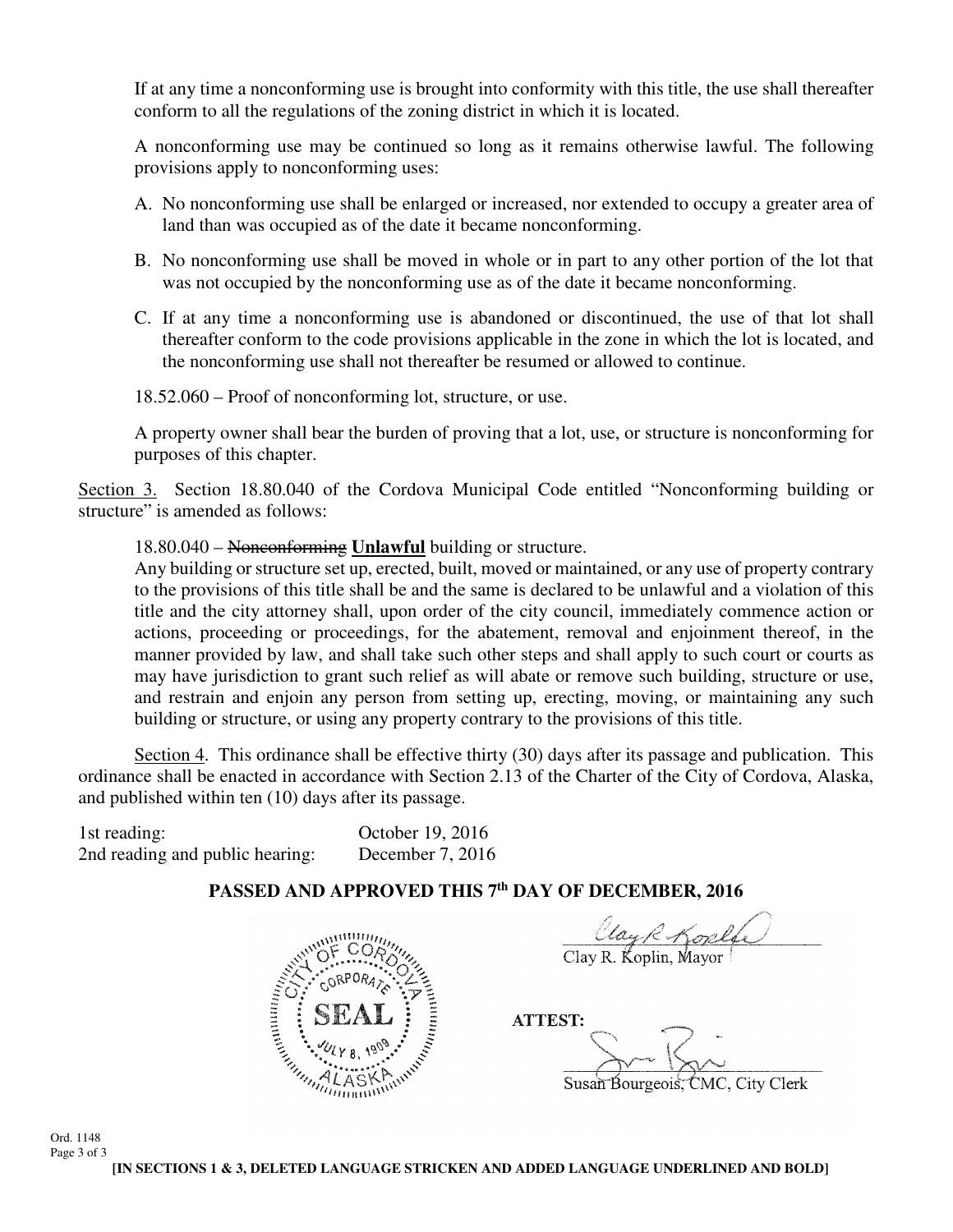If at any time a nonconforming use is brought into conformity with this title, the use shall thereafter conform to all the regulations of the zoning district in which it is located.

A nonconforming use may be continued so long as it remains otherwise lawful. The following provisions apply to nonconforming uses:

A. No nonconforming use shall be enlarged or increased, nor extended to occupy a greater area of land than was occupied as of the date it became nonconforming.

B. No nonconforming use shall be moved in whole or in part to any other portion of the lot that was not occupied by the nonconforming use as of the date it became nonconforming.

C. If at any time a nonconforming use is abandoned or discontinued, the use of that lot shall thereafter conform to the code provisions applicable in the zone in which the lot is located, and the nonconforming use shall not thereafter be resumed or allowed to continue.

18.52.060 – Proof of nonconforming lot, structure, or use.

A property owner shall bear the burden of proving that a lot, use, or structure is nonconforming for purposes of this chapter.

<u>Section 3.</u> Section 18.80.040 of the Cordova Municipal Code entitled "Nonconforming building or structure" is amended as follows:

18.80.040 – ~~Nonconforming~~ <u>**Unlawful**</u> building or structure.
Any building or structure set up, erected, built, moved or maintained, or any use of property contrary to the provisions of this title shall be and the same is declared to be unlawful and a violation of this title and the city attorney shall, upon order of the city council, immediately commence action or actions, proceeding or proceedings, for the abatement, removal and enjoinment thereof, in the manner provided by law, and shall take such other steps and shall apply to such court or courts as may have jurisdiction to grant such relief as will abate or remove such building, structure or use, and restrain and enjoin any person from setting up, erecting, moving, or maintaining any such building or structure, or using any property contrary to the provisions of this title.

<u>Section 4</u>. This ordinance shall be effective thirty (30) days after its passage and publication. This ordinance shall be enacted in accordance with Section 2.13 of the Charter of the City of Cordova, Alaska, and published within ten (10) days after its passage.

1st reading: October 19, 2016
2nd reading and public hearing: December 7, 2016

**PASSED AND APPROVED THIS 7th DAY OF DECEMBER, 2016**

CITY OF CORDOVA CORPORATE SEAL JULY 8, 1909 ALASKA

Clay R. Koplin, Mayor

**ATTEST:**

Susan Bourgeois, CMC, City Clerk

Ord. 1148

**[IN SECTIONS 1 & 3, DELETED LANGUAGE STRICKEN AND ADDED LANGUAGE UNDERLINED AND BOLD]**